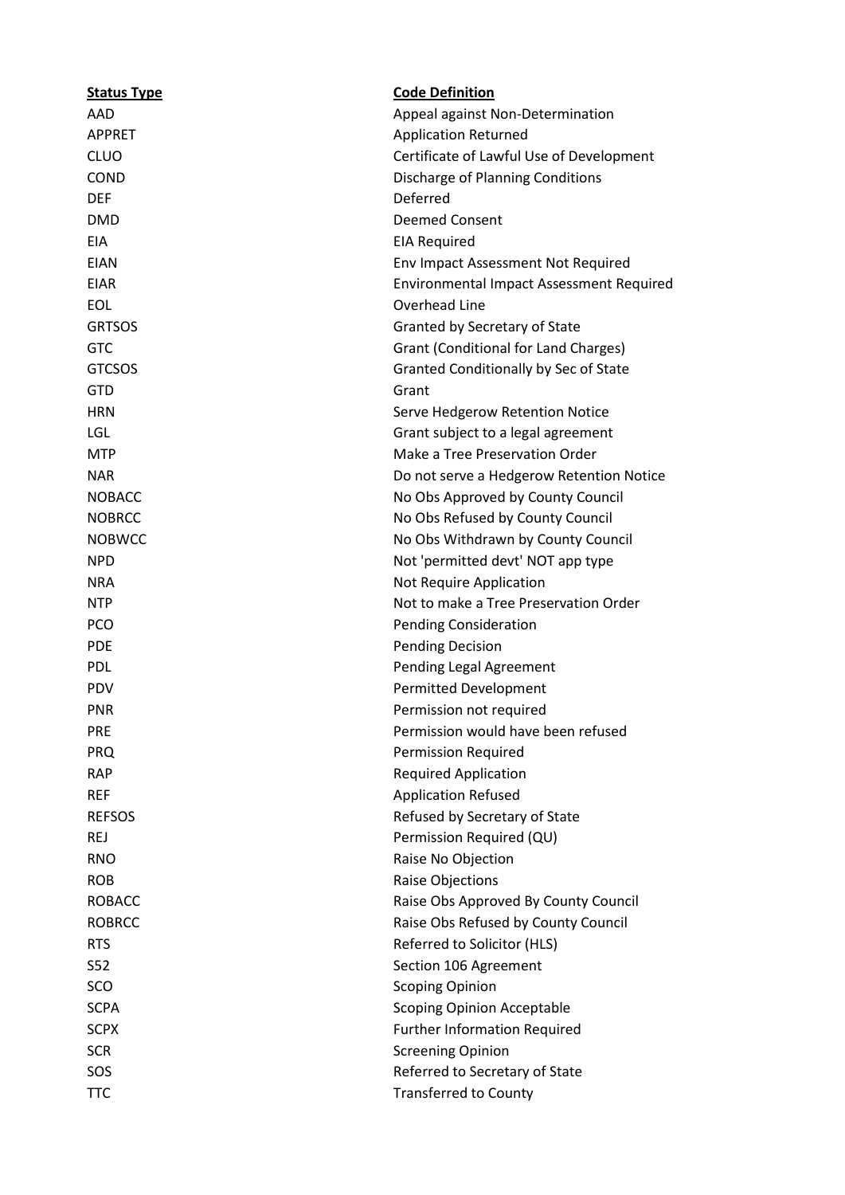| Status Type | Code Definition |
| --- | --- |
| AAD | Appeal against Non-Determination |
| APPRET | Application Returned |
| CLUO | Certificate of Lawful Use of Development |
| COND | Discharge of Planning Conditions |
| DEF | Deferred |
| DMD | Deemed Consent |
| EIA | EIA Required |
| EIAN | Env Impact Assessment Not Required |
| EIAR | Environmental Impact Assessment Required |
| EOL | Overhead Line |
| GRTSOS | Granted by Secretary of State |
| GTC | Grant (Conditional for Land Charges) |
| GTCSOS | Granted Conditionally by Sec of State |
| GTD | Grant |
| HRN | Serve Hedgerow Retention Notice |
| LGL | Grant subject to a legal agreement |
| MTP | Make a Tree Preservation Order |
| NAR | Do not serve a Hedgerow Retention Notice |
| NOBACC | No Obs Approved by County Council |
| NOBRCC | No Obs Refused by County Council |
| NOBWCC | No Obs Withdrawn by County Council |
| NPD | Not 'permitted devt' NOT app type |
| NRA | Not Require Application |
| NTP | Not to make a Tree Preservation Order |
| PCO | Pending Consideration |
| PDE | Pending Decision |
| PDL | Pending Legal Agreement |
| PDV | Permitted Development |
| PNR | Permission not required |
| PRE | Permission would have been refused |
| PRQ | Permission Required |
| RAP | Required Application |
| REF | Application Refused |
| REFSOS | Refused by Secretary of State |
| REJ | Permission Required (QU) |
| RNO | Raise No Objection |
| ROB | Raise Objections |
| ROBACC | Raise Obs Approved By County Council |
| ROBRCC | Raise Obs Refused by County Council |
| RTS | Referred to Solicitor (HLS) |
| S52 | Section 106 Agreement |
| SCO | Scoping Opinion |
| SCPA | Scoping Opinion Acceptable |
| SCPX | Further Information Required |
| SCR | Screening Opinion |
| SOS | Referred to Secretary of State |
| TTC | Transferred to County |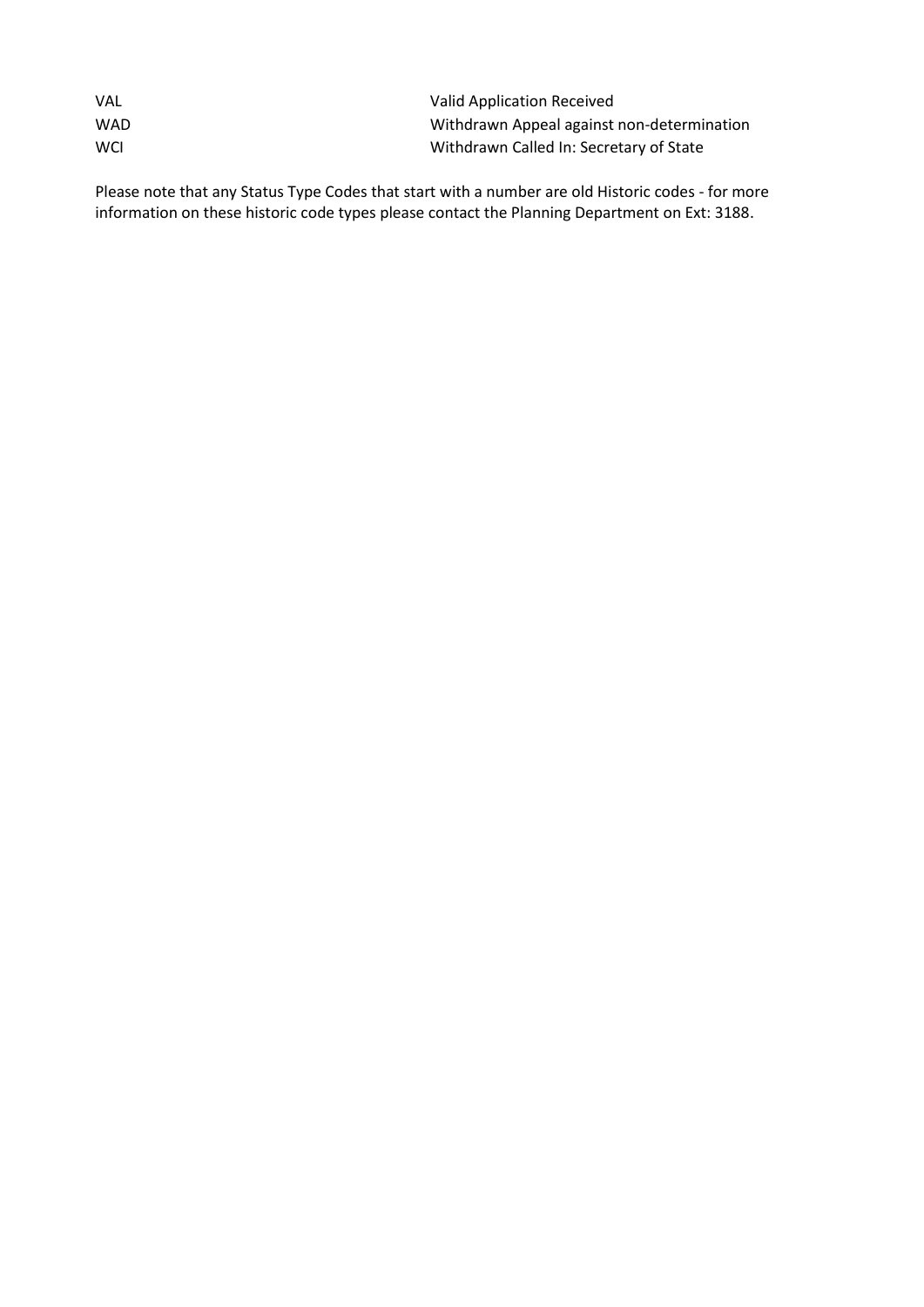| | |
|---|---|
| VAL | Valid Application Received |
| WAD | Withdrawn Appeal against non-determination |
| WCI | Withdrawn Called In: Secretary of State |

Please note that any Status Type Codes that start with a number are old Historic codes - for more information on these historic code types please contact the Planning Department on Ext: 3188.